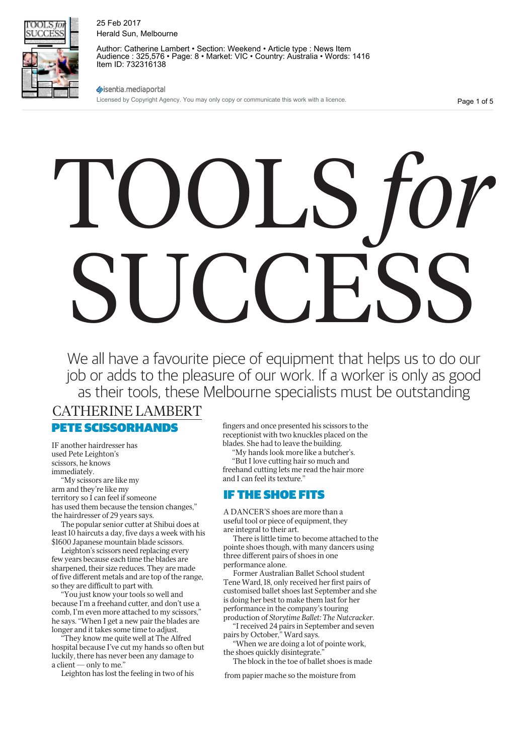# TOOLS *for* SUCCESS

We all have a favourite piece of equipment that helps us to do our job or adds to the pleasure of our work. If a worker is only as good as their tools, these Melbourne specialists must be outstanding

CATHERINE LAMBERT

## PETE SCISSORHANDS

IF another hairdresser has used Pete Leighton's scissors, he knows immediately.

"My scissors are like my arm and they're like my territory so I can feel if someone has used them because the tension changes," the hairdresser of 29 years says.

The popular senior cutter at Shibui does at least 10 haircuts a day, five days a week with his $1600 Japanese mountain blade scissors.

Leighton's scissors need replacing every few years because each time the blades are sharpened, their size reduces. They are made of five different metals and are top of the range, so they are difficult to part with.

"You just know your tools so well and because I'm a freehand cutter, and don't use a comb, I'm even more attached to my scissors," he says. "When I get a new pair the blades are longer and it takes some time to adjust.

"They know me quite well at The Alfred hospital because I've cut my hands so often but luckily, there has never been any damage to a client — only to me."

Leighton has lost the feeling in two of his fingers and once presented his scissors to the receptionist with two knuckles placed on the blades. She had to leave the building.

"My hands look more like a butcher's.

"But I love cutting hair so much and freehand cutting lets me read the hair more and I can feel its texture."

## IF THE SHOE FITS

A DANCER'S shoes are more than a useful tool or piece of equipment, they are integral to their art.

There is little time to become attached to the pointe shoes though, with many dancers using three different pairs of shoes in one performance alone.

Former Australian Ballet School student Tene Ward, 18, only received her first pairs of customised ballet shoes last September and she is doing her best to make them last for her performance in the company's touring production of *Storytime Ballet: The Nutcracker*.

"I received 24 pairs in September and seven pairs by October," Ward says.

"When we are doing a lot of pointe work, the shoes quickly disintegrate."

The block in the toe of ballet shoes is made from papier mache so the moisture from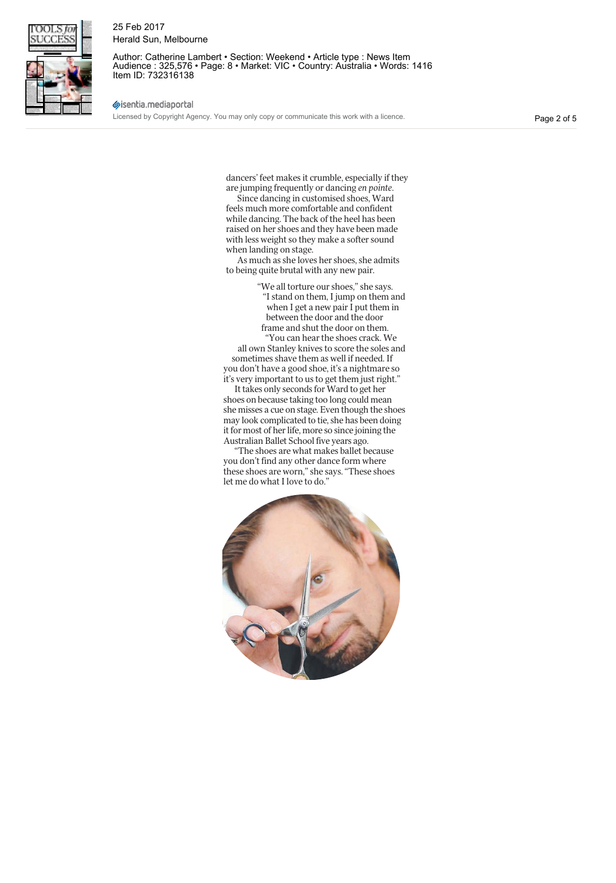dancers' feet makes it crumble, especially if they are jumping frequently or dancing *en pointe*.

Since dancing in customised shoes, Ward feels much more comfortable and confident while dancing. The back of the heel has been raised on her shoes and they have been made with less weight so they make a softer sound when landing on stage.

As much as she loves her shoes, she admits to being quite brutal with any new pair.

"We all torture our shoes," she says. "I stand on them, I jump on them and when I get a new pair I put them in between the door and the door frame and shut the door on them.

"You can hear the shoes crack. We all own Stanley knives to score the soles and sometimes shave them as well if needed. If you don't have a good shoe, it's a nightmare so it's very important to us to get them just right."

It takes only seconds for Ward to get her shoes on because taking too long could mean she misses a cue on stage. Even though the shoes may look complicated to tie, she has been doing it for most of her life, more so since joining the Australian Ballet School five years ago.

"The shoes are what makes ballet because you don't find any other dance form where these shoes are worn," she says. "These shoes let me do what I love to do."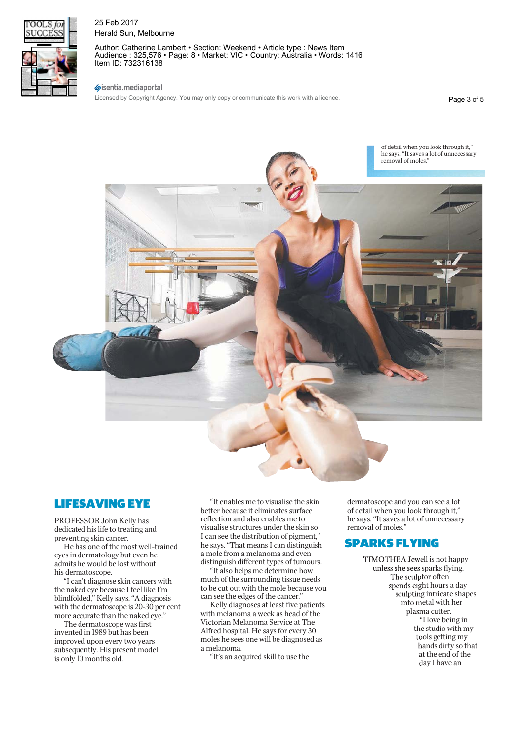of detail when you look through it," he says. "It saves a lot of unnecessary removal of moles."

## LIFESAVING EYE

PROFESSOR John Kelly has dedicated his life to treating and preventing skin cancer.

He has one of the most well-trained eyes in dermatology but even he admits he would be lost without his dermatoscope.

"I can't diagnose skin cancers with the naked eye because I feel like I'm blindfolded," Kelly says. "A diagnosis with the dermatoscope is 20-30 per cent more accurate than the naked eye."

The dermatoscope was first invented in 1989 but has been improved upon every two years subsequently. His present model is only 10 months old.

"It enables me to visualise the skin better because it eliminates surface reflection and also enables me to visualise structures under the skin so I can see the distribution of pigment," he says. "That means I can distinguish a mole from a melanoma and even distinguish different types of tumours.

"It also helps me determine how much of the surrounding tissue needs to be cut out with the mole because you can see the edges of the cancer."

Kelly diagnoses at least five patients with melanoma a week as head of the Victorian Melanoma Service at The Alfred hospital. He says for every 30 moles he sees one will be diagnosed as a melanoma.

"It's an acquired skill to use the dermatoscope and you can see a lot of detail when you look through it," he says. "It saves a lot of unnecessary removal of moles."

## SPARKS FLYING

TIMOTHEA Jewell is not happy unless she sees sparks flying. The sculptor often spends eight hours a day sculpting intricate shapes into metal with her plasma cutter.

"I love being in the studio with my tools getting my hands dirty so that at the end of the day I have an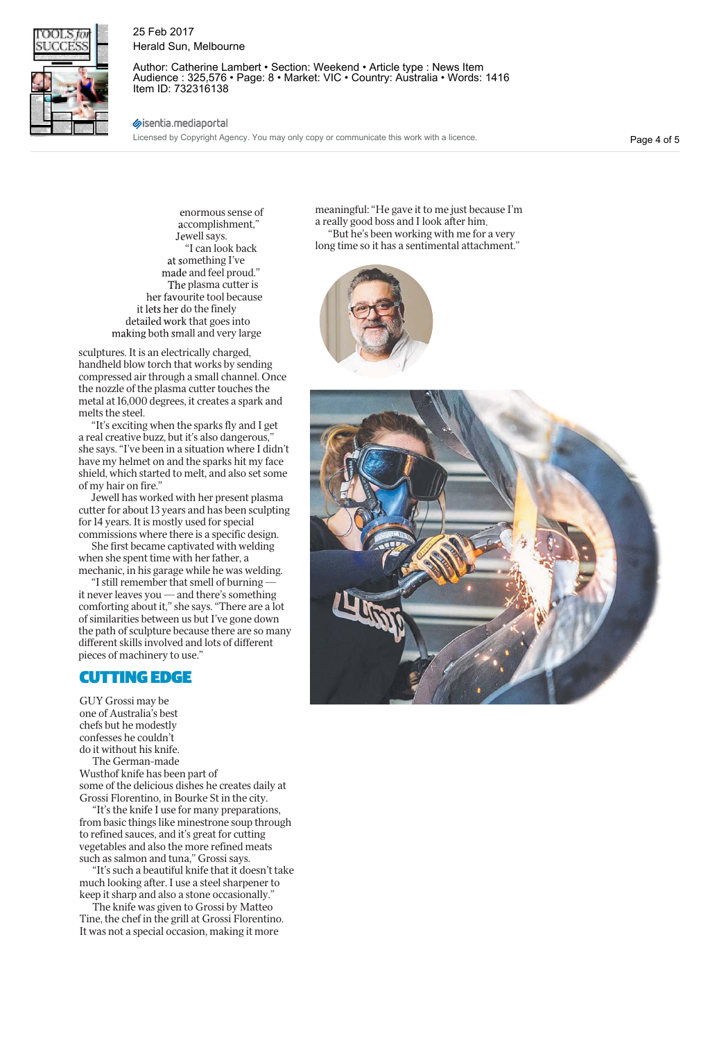enormous sense of accomplishment," Jewell says.

"I can look back at something I've made and feel proud."

The plasma cutter is her favourite tool because it lets her do the finely detailed work that goes into making both small and very large sculptures. It is an electrically charged, handheld blow torch that works by sending compressed air through a small channel. Once the nozzle of the plasma cutter touches the metal at 16,000 degrees, it creates a spark and melts the steel.

"It's exciting when the sparks fly and I get a real creative buzz, but it's also dangerous," she says. "I've been in a situation where I didn't have my helmet on and the sparks hit my face shield, which started to melt, and also set some of my hair on fire."

Jewell has worked with her present plasma cutter for about 13 years and has been sculpting for 14 years. It is mostly used for special commissions where there is a specific design.

She first became captivated with welding when she spent time with her father, a mechanic, in his garage while he was welding.

"I still remember that smell of burning — it never leaves you — and there's something comforting about it," she says. "There are a lot of similarities between us but I've gone down the path of sculpture because there are so many different skills involved and lots of different pieces of machinery to use."

## CUTTING EDGE

GUY Grossi may be one of Australia's best chefs but he modestly confesses he couldn't do it without his knife.

The German-made Wusthof knife has been part of some of the delicious dishes he creates daily at Grossi Florentino, in Bourke St in the city.

"It's the knife I use for many preparations, from basic things like minestrone soup through to refined sauces, and it's great for cutting vegetables and also the more refined meats such as salmon and tuna," Grossi says.

"It's such a beautiful knife that it doesn't take much looking after. I use a steel sharpener to keep it sharp and also a stone occasionally."

The knife was given to Grossi by Matteo Tine, the chef in the grill at Grossi Florentino. It was not a special occasion, making it more meaningful: "He gave it to me just because I'm a really good boss and I look after him.

"But he's been working with me for a very long time so it has a sentimental attachment."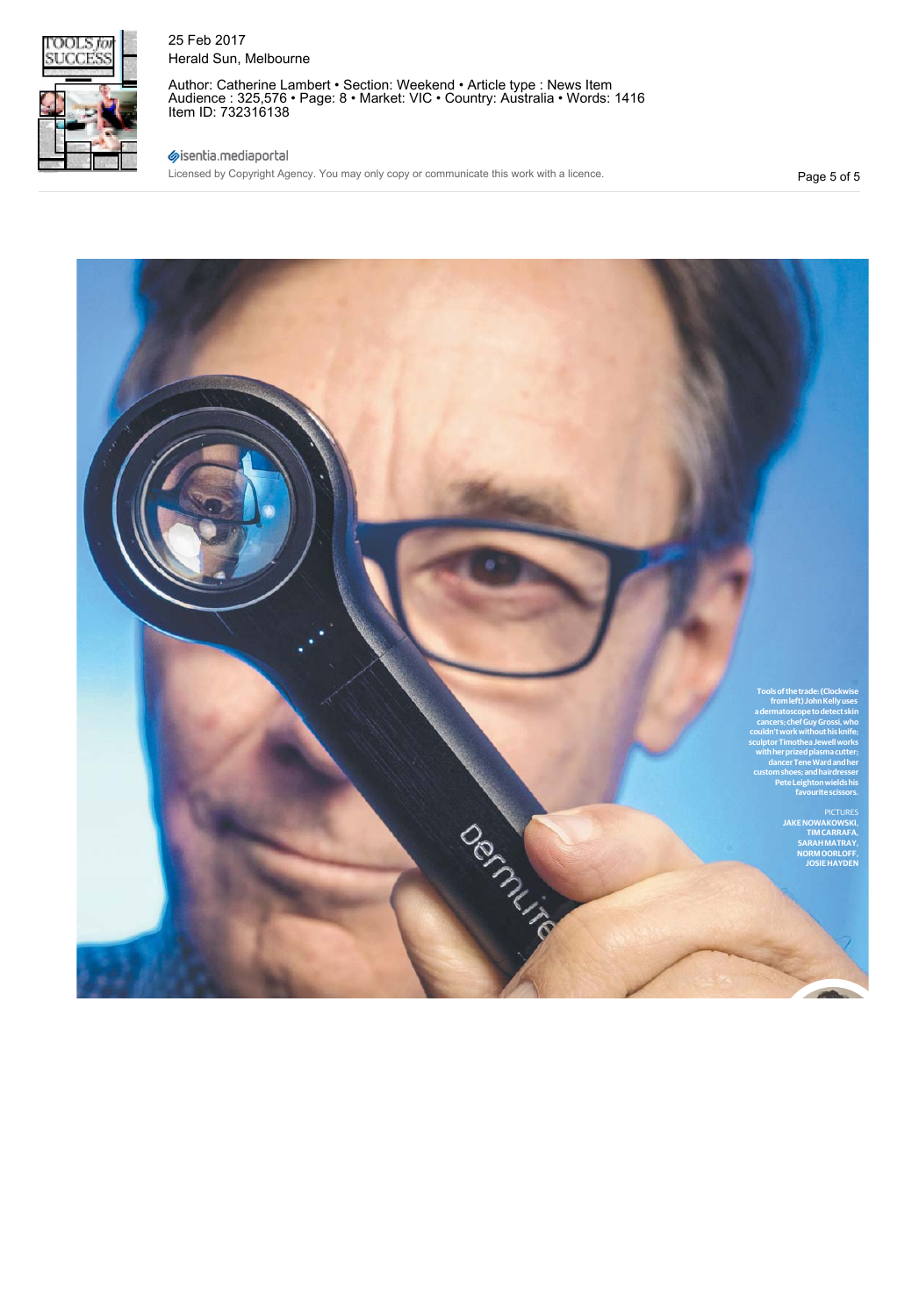Tools of the trade: (Clockwise from left) John Kelly uses a dermatoscope to detect skin cancers; chef Guy Grossi, who couldn't work without his knife; sculptor Timothea Jewell works with her prized plasma cutter; dancer Tene Ward and her custom shoes; and hairdresser Pete Leighton wields his favourite scissors.

PICTURES
JAKE NOWAKOWSKI, TIM CARRAFA, SARAH MATRAY, NORM OORLOFF, JOSIE HAYDEN